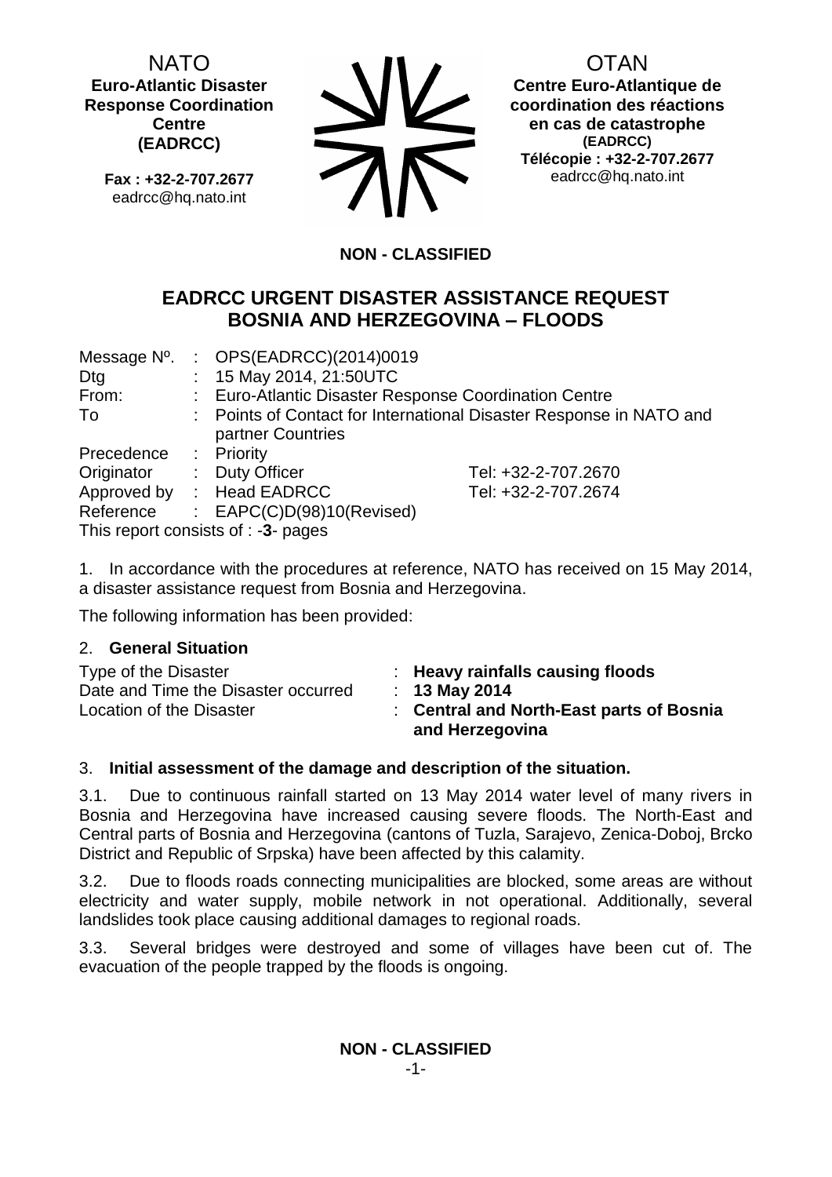NATO
**Euro-Atlantic Disaster Response Coordination Centre (EADRCC)**

**Fax : +32-2-707.2677**
eadrcc@hq.nato.int

OTAN
**Centre Euro-Atlantique de coordination des réactions en cas de catastrophe (EADRCC)**
**Télécopie : +32-2-707.2677**
eadrcc@hq.nato.int

**NON - CLASSIFIED**

# EADRCC URGENT DISASTER ASSISTANCE REQUEST BOSNIA AND HERZEGOVINA – FLOODS

| | | | |
|---|---|---|---|
| Message Nº. | : | OPS(EADRCC)(2014)0019 | |
| Dtg | : | 15 May 2014, 21:50UTC | |
| From: | : | Euro-Atlantic Disaster Response Coordination Centre | |
| To | : | Points of Contact for International Disaster Response in NATO and partner Countries | |
| Precedence | : | Priority | |
| Originator | : | Duty Officer | Tel: +32-2-707.2670 |
| Approved by | : | Head EADRCC | Tel: +32-2-707.2674 |
| Reference | : | EAPC(C)D(98)10(Revised) | |

This report consists of : -**3**- pages

1. In accordance with the procedures at reference, NATO has received on 15 May 2014, a disaster assistance request from Bosnia and Herzegovina.

The following information has been provided:

2. **General Situation**

| | | |
|---|---|---|
| Type of the Disaster | : | **Heavy rainfalls causing floods** |
| Date and Time the Disaster occurred | : | **13 May 2014** |
| Location of the Disaster | : | **Central and North-East parts of Bosnia and Herzegovina** |

3. **Initial assessment of the damage and description of the situation.**

3.1. Due to continuous rainfall started on 13 May 2014 water level of many rivers in Bosnia and Herzegovina have increased causing severe floods. The North-East and Central parts of Bosnia and Herzegovina (cantons of Tuzla, Sarajevo, Zenica-Doboj, Brcko District and Republic of Srpska) have been affected by this calamity.

3.2. Due to floods roads connecting municipalities are blocked, some areas are without electricity and water supply, mobile network in not operational. Additionally, several landslides took place causing additional damages to regional roads.

3.3. Several bridges were destroyed and some of villages have been cut of. The evacuation of the people trapped by the floods is ongoing.

**NON - CLASSIFIED**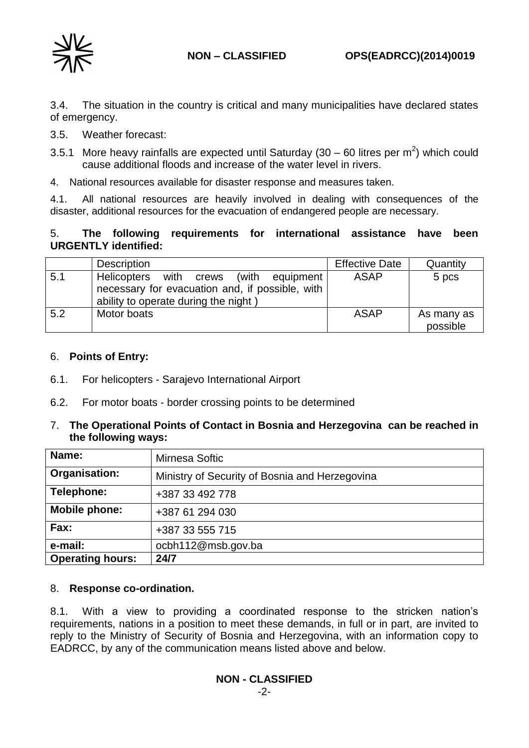3.4. The situation in the country is critical and many municipalities have declared states of emergency.

3.5. Weather forecast:

3.5.1 More heavy rainfalls are expected until Saturday (30 – 60 litres per $m^2$) which could cause additional floods and increase of the water level in rivers.

4. National resources available for disaster response and measures taken.

4.1. All national resources are heavily involved in dealing with consequences of the disaster, additional resources for the evacuation of endangered people are necessary.

5. **The following requirements for international assistance have been URGENTLY identified:**

| | Description | Effective Date | Quantity |
|---|---|---|---|
| 5.1 | Helicopters with crews (with equipment necessary for evacuation and, if possible, with ability to operate during the night ) | ASAP | 5 pcs |
| 5.2 | Motor boats | ASAP | As many as possible |

6. **Points of Entry:**

6.1. For helicopters - Sarajevo International Airport

6.2. For motor boats - border crossing points to be determined

7. **The Operational Points of Contact in Bosnia and Herzegovina can be reached in the following ways:**

| **Name:** | Mirnesa Softic |
|---|---|
| **Organisation:** | Ministry of Security of Bosnia and Herzegovina |
| **Telephone:** | +387 33 492 778 |
| **Mobile phone:** | +387 61 294 030 |
| **Fax:** | +387 33 555 715 |
| **e-mail:** | ocbh112@msb.gov.ba |
| **Operating hours:** | **24/7** |

8. **Response co-ordination.**

8.1. With a view to providing a coordinated response to the stricken nation's requirements, nations in a position to meet these demands, in full or in part, are invited to reply to the Ministry of Security of Bosnia and Herzegovina, with an information copy to EADRCC, by any of the communication means listed above and below.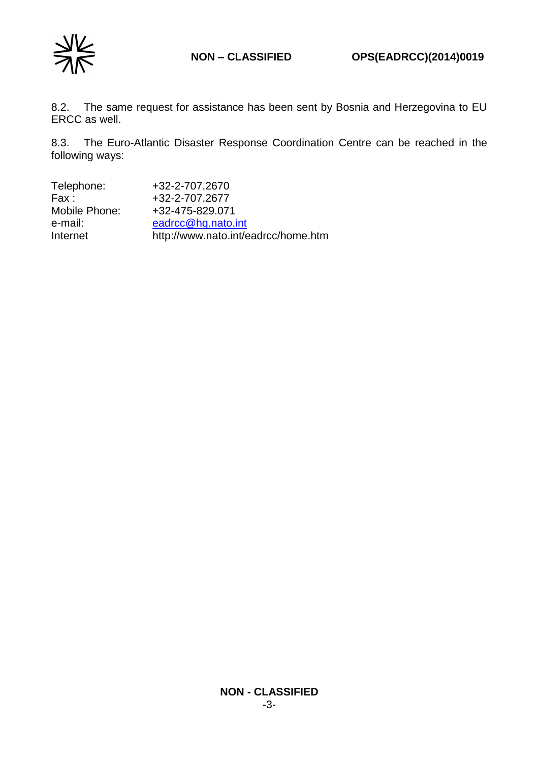8.2. The same request for assistance has been sent by Bosnia and Herzegovina to EU ERCC as well.

8.3. The Euro-Atlantic Disaster Response Coordination Centre can be reached in the following ways:

| | |
|---|---|
| Telephone: | +32-2-707.2670 |
| Fax : | +32-2-707.2677 |
| Mobile Phone: | +32-475-829.071 |
| e-mail: | eadrcc@hq.nato.int |
| Internet | http://www.nato.int/eadrcc/home.htm |